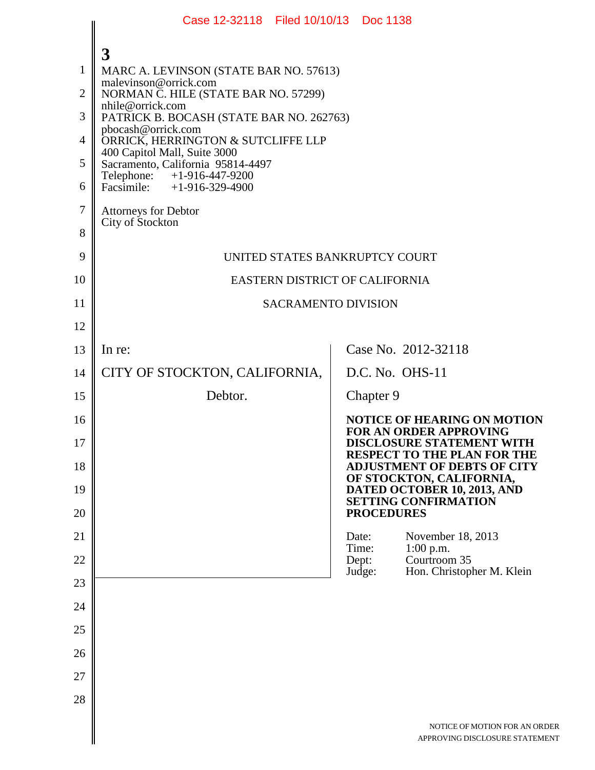**3**

MARC A. LEVINSON (STATE BAR NO. 57613)
malevinson@orrick.com
NORMAN C. HILE (STATE BAR NO. 57299)
nhile@orrick.com
PATRICK B. BOCASH (STATE BAR NO. 262763)
pbocash@orrick.com
ORRICK, HERRINGTON & SUTCLIFFE LLP
400 Capitol Mall, Suite 3000
Sacramento, California 95814-4497
Telephone: +1-916-447-9200
Facsimile: +1-916-329-4900

Attorneys for Debtor
City of Stockton

UNITED STATES BANKRUPTCY COURT

EASTERN DISTRICT OF CALIFORNIA

SACRAMENTO DIVISION

| | |
|---|---|
| In re:<br><br>CITY OF STOCKTON, CALIFORNIA,<br><br>Debtor. | Case No. 2012-32118<br><br>D.C. No. OHS-11<br><br>Chapter 9<br><br>**NOTICE OF HEARING ON MOTION FOR AN ORDER APPROVING DISCLOSURE STATEMENT WITH RESPECT TO THE PLAN FOR THE ADJUSTMENT OF DEBTS OF CITY OF STOCKTON, CALIFORNIA, DATED OCTOBER 10, 2013, AND SETTING CONFIRMATION PROCEDURES**<br><br>Date: November 18, 2013<br>Time: 1:00 p.m.<br>Dept: Courtroom 35<br>Judge: Hon. Christopher M. Klein |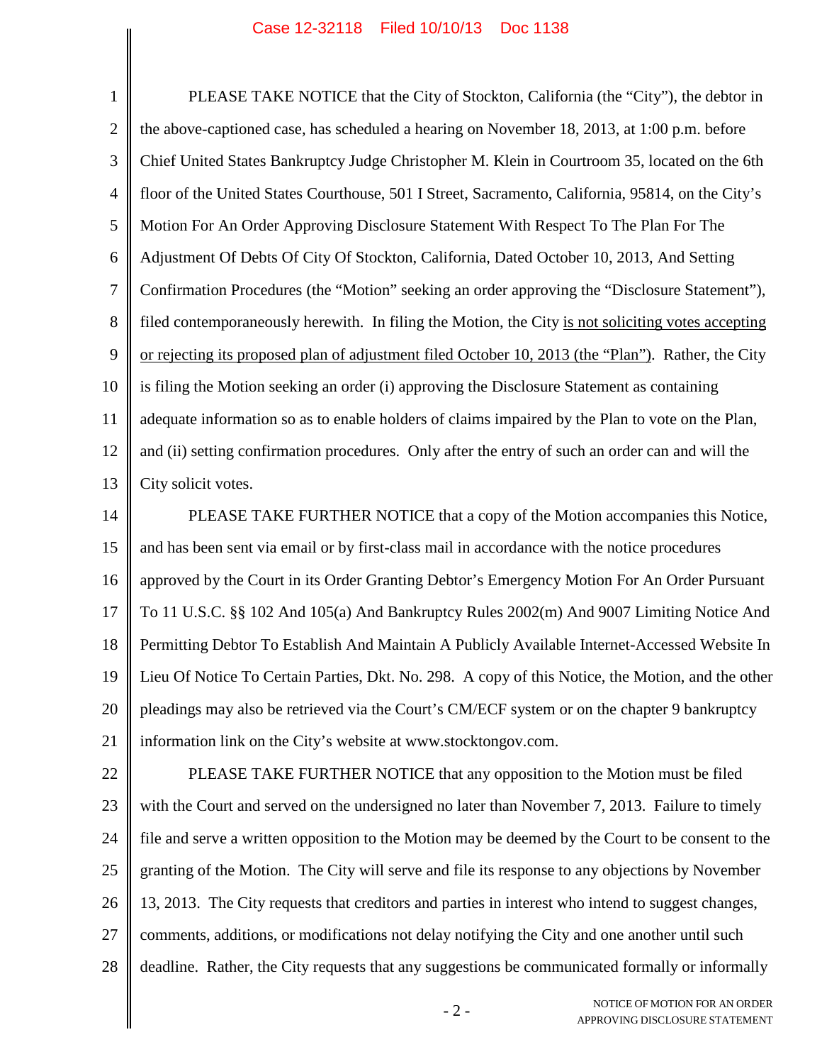PLEASE TAKE NOTICE that the City of Stockton, California (the "City"), the debtor in the above-captioned case, has scheduled a hearing on November 18, 2013, at 1:00 p.m. before Chief United States Bankruptcy Judge Christopher M. Klein in Courtroom 35, located on the 6th floor of the United States Courthouse, 501 I Street, Sacramento, California, 95814, on the City's Motion For An Order Approving Disclosure Statement With Respect To The Plan For The Adjustment Of Debts Of City Of Stockton, California, Dated October 10, 2013, And Setting Confirmation Procedures (the "Motion" seeking an order approving the "Disclosure Statement"), filed contemporaneously herewith. In filing the Motion, the City <u>is not soliciting votes accepting or rejecting its proposed plan of adjustment filed October 10, 2013 (the "Plan")</u>. Rather, the City is filing the Motion seeking an order (i) approving the Disclosure Statement as containing adequate information so as to enable holders of claims impaired by the Plan to vote on the Plan, and (ii) setting confirmation procedures. Only after the entry of such an order can and will the City solicit votes.

PLEASE TAKE FURTHER NOTICE that a copy of the Motion accompanies this Notice, and has been sent via email or by first-class mail in accordance with the notice procedures approved by the Court in its Order Granting Debtor's Emergency Motion For An Order Pursuant To 11 U.S.C. §§ 102 And 105(a) And Bankruptcy Rules 2002(m) And 9007 Limiting Notice And Permitting Debtor To Establish And Maintain A Publicly Available Internet-Accessed Website In Lieu Of Notice To Certain Parties, Dkt. No. 298. A copy of this Notice, the Motion, and the other pleadings may also be retrieved via the Court's CM/ECF system or on the chapter 9 bankruptcy information link on the City's website at www.stocktongov.com.

PLEASE TAKE FURTHER NOTICE that any opposition to the Motion must be filed with the Court and served on the undersigned no later than November 7, 2013. Failure to timely file and serve a written opposition to the Motion may be deemed by the Court to be consent to the granting of the Motion. The City will serve and file its response to any objections by November 13, 2013. The City requests that creditors and parties in interest who intend to suggest changes, comments, additions, or modifications not delay notifying the City and one another until such deadline. Rather, the City requests that any suggestions be communicated formally or informally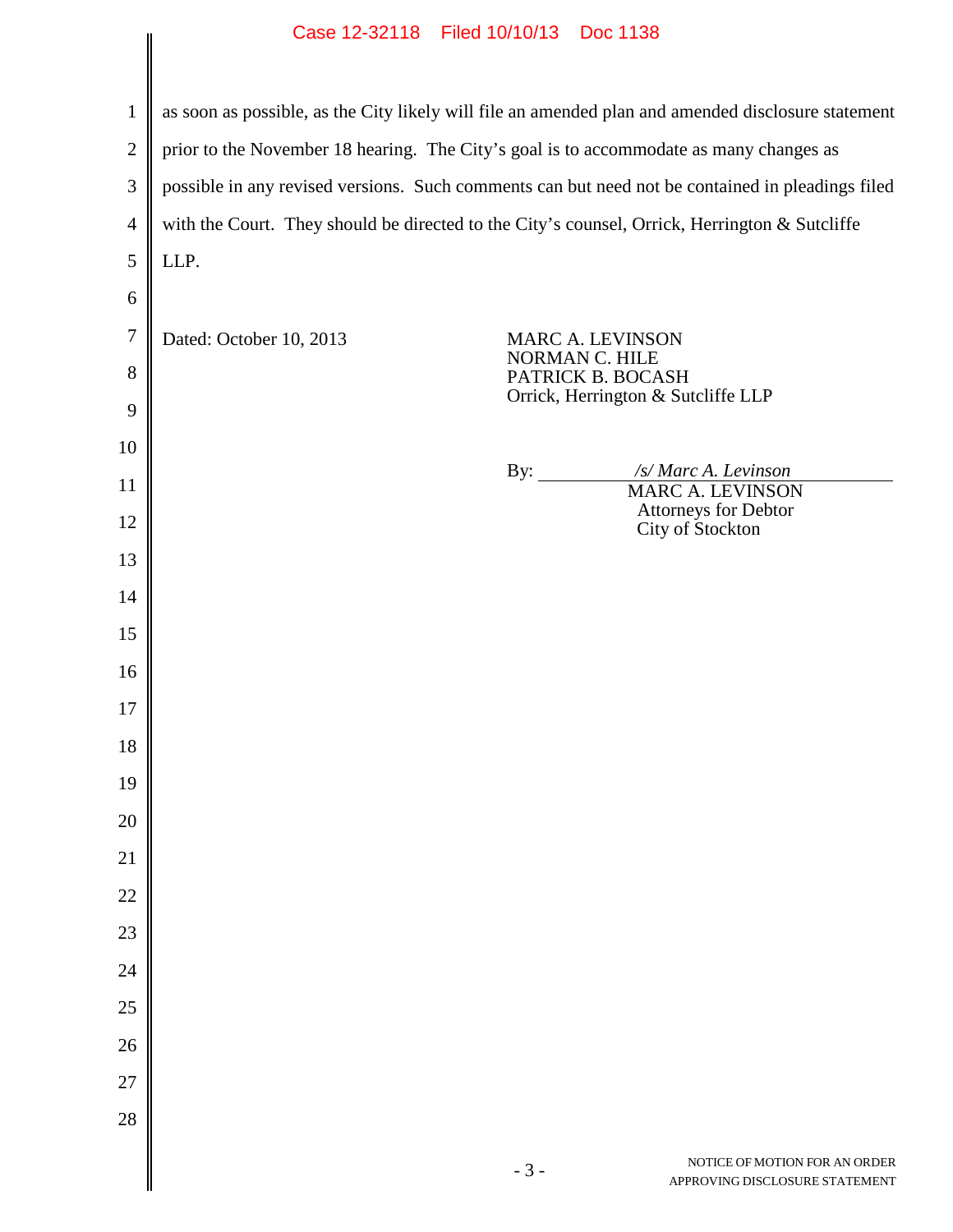as soon as possible, as the City likely will file an amended plan and amended disclosure statement prior to the November 18 hearing. The City's goal is to accommodate as many changes as possible in any revised versions. Such comments can but need not be contained in pleadings filed with the Court. They should be directed to the City's counsel, Orrick, Herrington & Sutcliffe LLP.

Dated: October 10, 2013

MARC A. LEVINSON
NORMAN C. HILE
PATRICK B. BOCASH
Orrick, Herrington & Sutcliffe LLP

By: */s/ Marc A. Levinson*
MARC A. LEVINSON
Attorneys for Debtor
City of Stockton